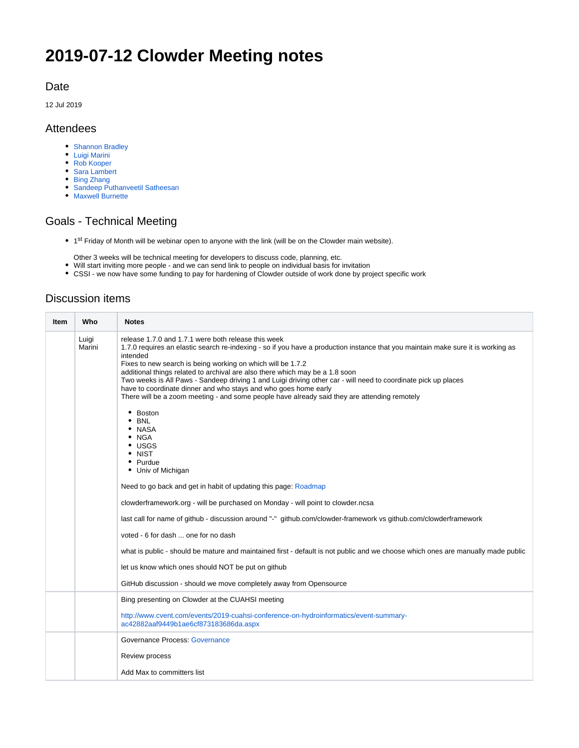# 2019-07-12 Clowder Meeting notes

## Date

12 Jul 2019

## Attendees

- Shannon Bradley
- Luigi Marini
- Rob Kooper
- Sara Lambert
- Bing Zhang
- Sandeep Puthanveetil Satheesan
- Maxwell Burnette

## Goals - Technical Meeting

- 1st Friday of Month will be webinar open to anyone with the link (will be on the Clowder main website).

  Other 3 weeks will be technical meeting for developers to discuss code, planning, etc.
- Will start inviting more people - and we can send link to people on individual basis for invitation
- CSSI - we now have some funding to pay for hardening of Clowder outside of work done by project specific work

## Discussion items

| Item | Who | Notes |
|---|---|---|
| | Luigi Marini | release 1.7.0 and 1.7.1 were both release this week<br>1.7.0 requires an elastic search re-indexing - so if you have a production instance that you maintain make sure it is working as intended<br>Fixes to new search is being working on which will be 1.7.2<br>additional things related to archival are also there which may be a 1.8 soon<br>Two weeks is All Paws - Sandeep driving 1 and Luigi driving other car - will need to coordinate pick up places<br>have to coordinate dinner and who stays and who goes home early<br>There will be a zoom meeting - and some people have already said they are attending remotely<br><br>- Boston<br>- BNL<br>- NASA<br>- NGA<br>- USGS<br>- NIST<br>- Purdue<br>- Univ of Michigan<br><br>Need to go back and get in habit of updating this page: Roadmap<br><br>clowderframework.org - will be purchased on Monday - will point to clowder.ncsa<br><br>last call for name of github - discussion around "-" github.com/clowder-framework vs github.com/clowderframework<br><br>voted - 6 for dash ... one for no dash<br><br>what is public - should be mature and maintained first - default is not public and we choose which ones are manually made public<br><br>let us know which ones should NOT be put on github<br><br>GitHub discussion - should we move completely away from Opensource |
| | | Bing presenting on Clowder at the CUAHSI meeting<br><br>http://www.cvent.com/events/2019-cuahsi-conference-on-hydroinformatics/event-summary-ac42882aaf9449b1ae6cf873183686da.aspx |
| | | Governance Process: Governance<br><br>Review process<br><br>Add Max to committers list |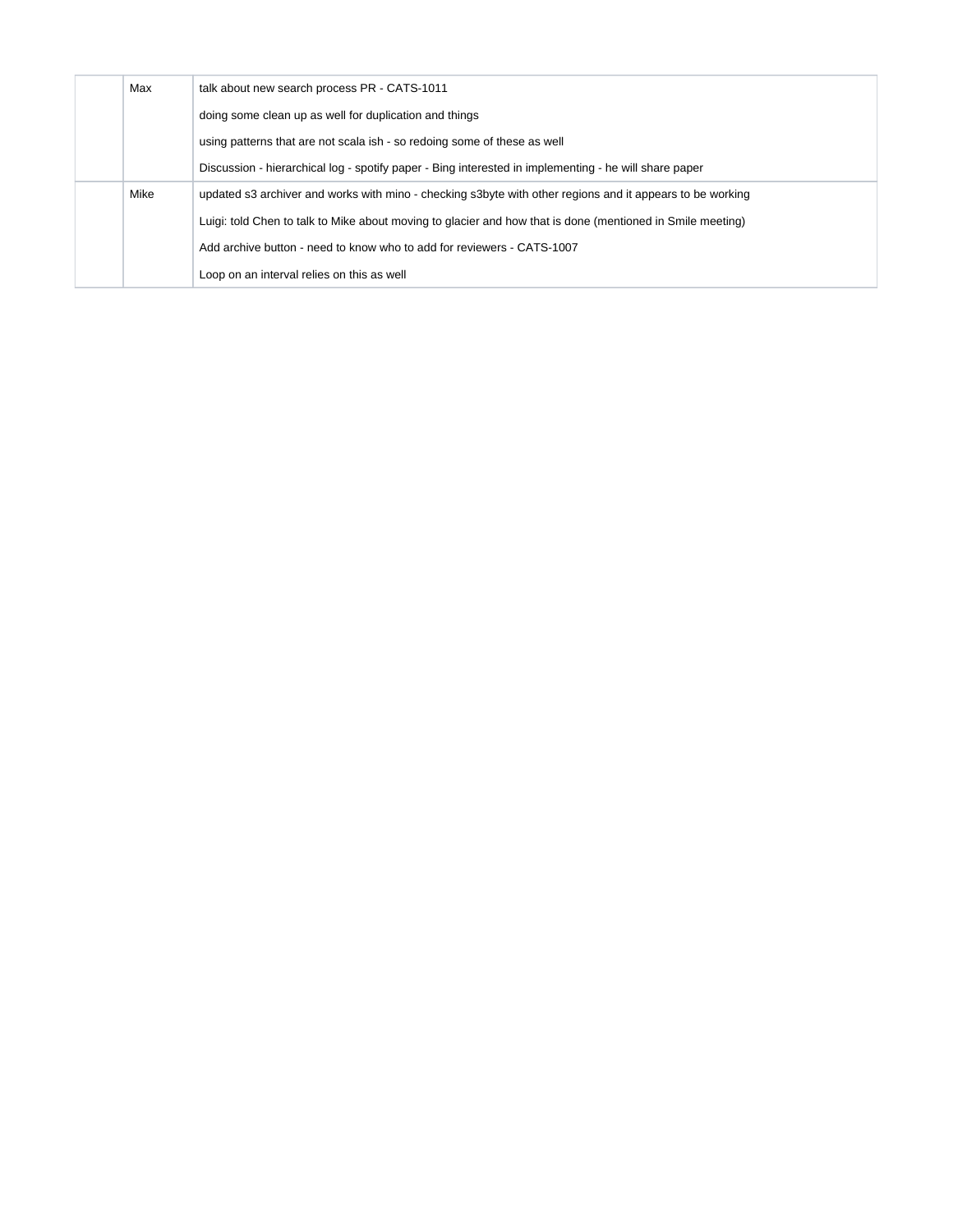| | | |
|---|---|---|
| | Max | talk about new search process PR - CATS-1011 |
| | | doing some clean up as well for duplication and things |
| | | using patterns that are not scala ish - so redoing some of these as well |
| | | Discussion - hierarchical log - spotify paper - Bing interested in implementing - he will share paper |
| | Mike | updated s3 archiver and works with mino - checking s3byte with other regions and it appears to be working |
| | | Luigi: told Chen to talk to Mike about moving to glacier and how that is done (mentioned in Smile meeting) |
| | | Add archive button - need to know who to add for reviewers - CATS-1007 |
| | | Loop on an interval relies on this as well |